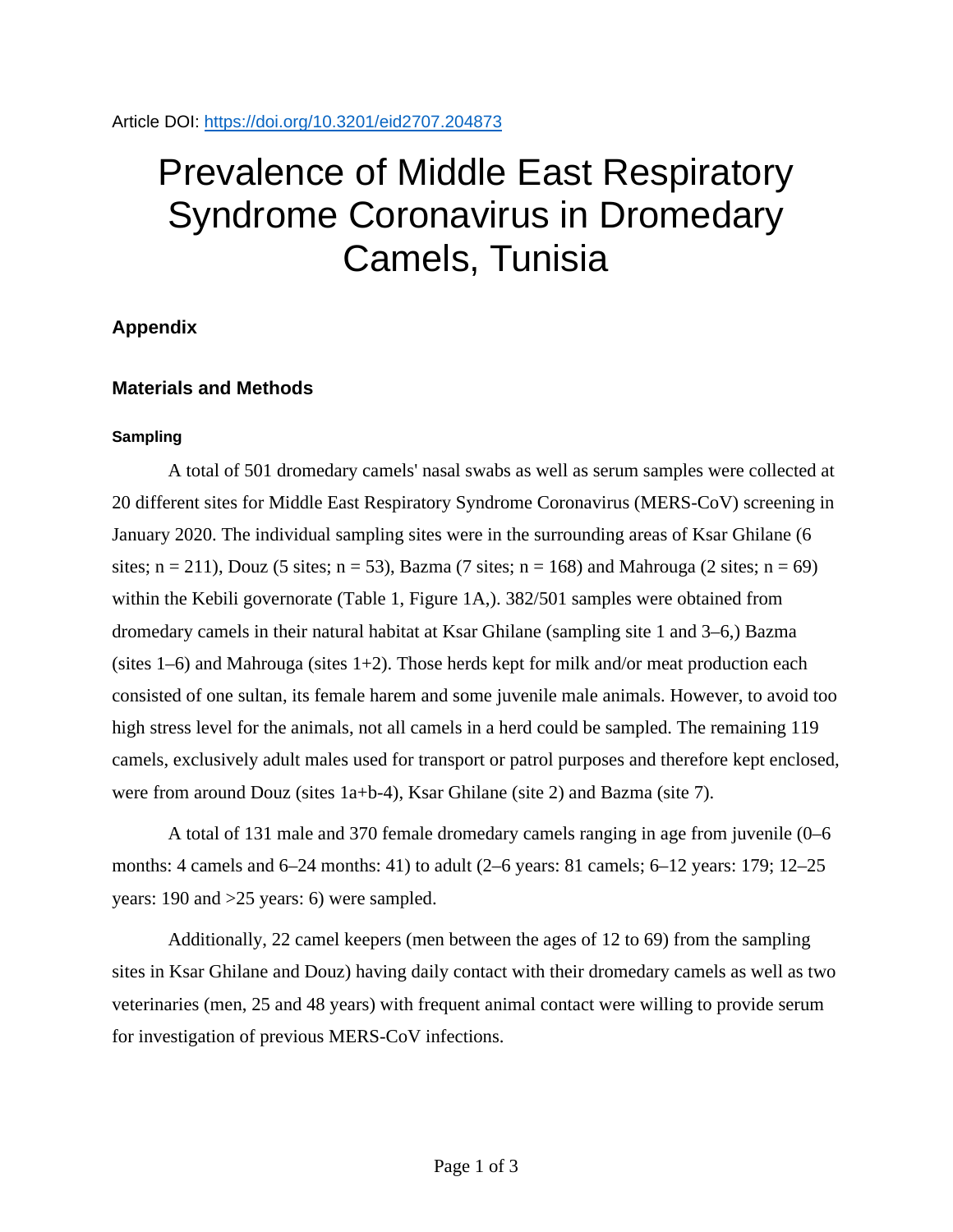Article DOI: https://doi.org/10.3201/eid2707.204873

# Prevalence of Middle East Respiratory Syndrome Coronavirus in Dromedary Camels, Tunisia

## Appendix

## Materials and Methods

### Sampling

A total of 501 dromedary camels' nasal swabs as well as serum samples were collected at 20 different sites for Middle East Respiratory Syndrome Coronavirus (MERS-CoV) screening in January 2020. The individual sampling sites were in the surrounding areas of Ksar Ghilane (6 sites; n = 211), Douz (5 sites; n = 53), Bazma (7 sites; n = 168) and Mahrouga (2 sites; n = 69) within the Kebili governorate (Table 1, Figure 1A,). 382/501 samples were obtained from dromedary camels in their natural habitat at Ksar Ghilane (sampling site 1 and 3–6,) Bazma (sites 1–6) and Mahrouga (sites 1+2). Those herds kept for milk and/or meat production each consisted of one sultan, its female harem and some juvenile male animals. However, to avoid too high stress level for the animals, not all camels in a herd could be sampled. The remaining 119 camels, exclusively adult males used for transport or patrol purposes and therefore kept enclosed, were from around Douz (sites 1a+b-4), Ksar Ghilane (site 2) and Bazma (site 7).

A total of 131 male and 370 female dromedary camels ranging in age from juvenile (0–6 months: 4 camels and 6–24 months: 41) to adult (2–6 years: 81 camels; 6–12 years: 179; 12–25 years: 190 and >25 years: 6) were sampled.

Additionally, 22 camel keepers (men between the ages of 12 to 69) from the sampling sites in Ksar Ghilane and Douz) having daily contact with their dromedary camels as well as two veterinaries (men, 25 and 48 years) with frequent animal contact were willing to provide serum for investigation of previous MERS-CoV infections.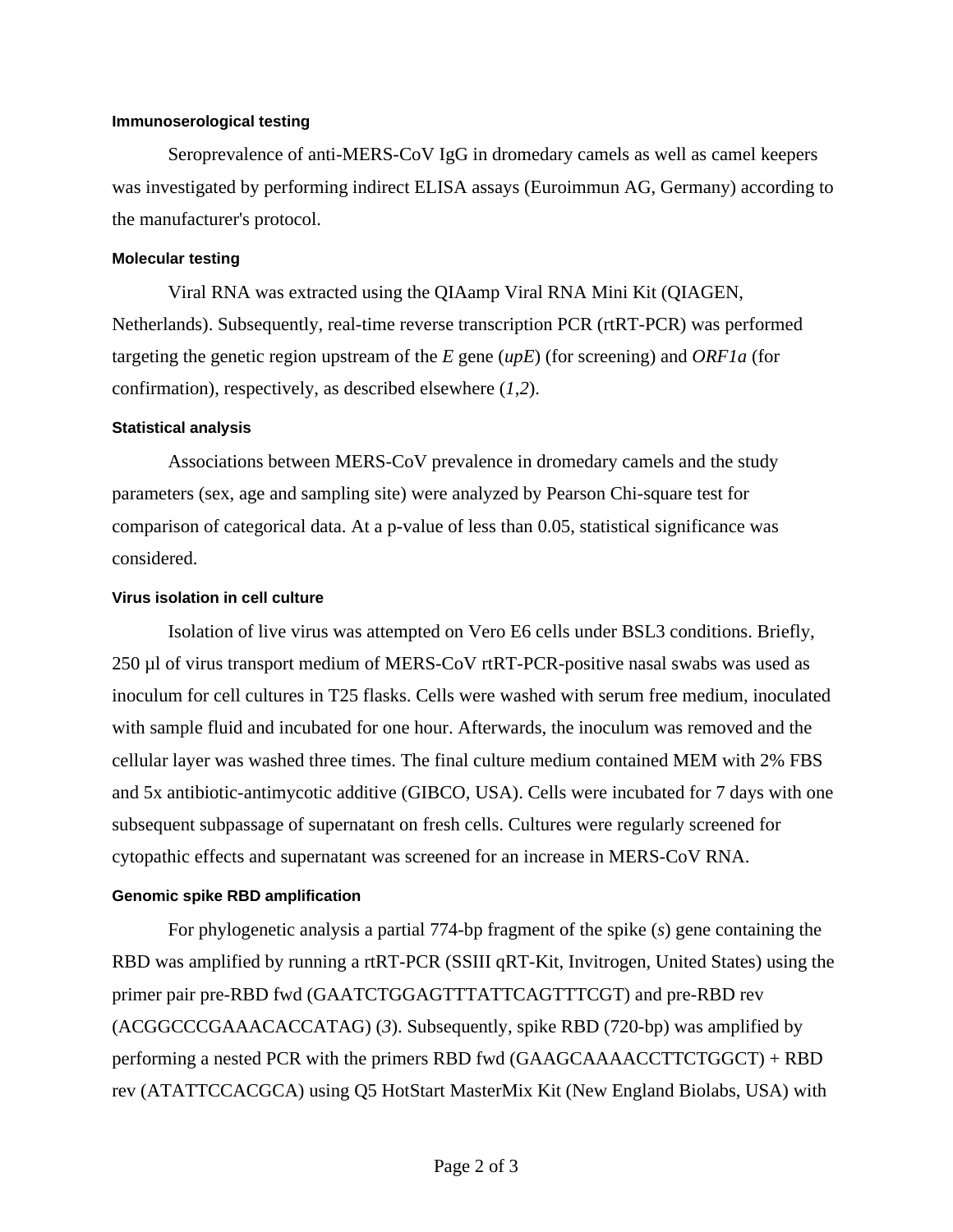### Immunoserological testing

Seroprevalence of anti-MERS-CoV IgG in dromedary camels as well as camel keepers was investigated by performing indirect ELISA assays (Euroimmun AG, Germany) according to the manufacturer's protocol.

### Molecular testing

Viral RNA was extracted using the QIAamp Viral RNA Mini Kit (QIAGEN, Netherlands). Subsequently, real-time reverse transcription PCR (rtRT-PCR) was performed targeting the genetic region upstream of the *E* gene (*upE*) (for screening) and *ORF1a* (for confirmation), respectively, as described elsewhere (*1*,*2*).

### Statistical analysis

Associations between MERS-CoV prevalence in dromedary camels and the study parameters (sex, age and sampling site) were analyzed by Pearson Chi-square test for comparison of categorical data. At a p-value of less than 0.05, statistical significance was considered.

### Virus isolation in cell culture

Isolation of live virus was attempted on Vero E6 cells under BSL3 conditions. Briefly, 250 µl of virus transport medium of MERS-CoV rtRT-PCR-positive nasal swabs was used as inoculum for cell cultures in T25 flasks. Cells were washed with serum free medium, inoculated with sample fluid and incubated for one hour. Afterwards, the inoculum was removed and the cellular layer was washed three times. The final culture medium contained MEM with 2% FBS and 5x antibiotic-antimycotic additive (GIBCO, USA). Cells were incubated for 7 days with one subsequent subpassage of supernatant on fresh cells. Cultures were regularly screened for cytopathic effects and supernatant was screened for an increase in MERS-CoV RNA.

### Genomic spike RBD amplification

For phylogenetic analysis a partial 774-bp fragment of the spike (*s*) gene containing the RBD was amplified by running a rtRT-PCR (SSIII qRT-Kit, Invitrogen, United States) using the primer pair pre-RBD fwd (GAATCTGGAGTTTATTCAGTTTCGT) and pre-RBD rev (ACGGCCCGAAACACCATAG) (*3*). Subsequently, spike RBD (720-bp) was amplified by performing a nested PCR with the primers RBD fwd (GAAGCAAAACCTTCTGGCT) + RBD rev (ATATTCCACGCA) using Q5 HotStart MasterMix Kit (New England Biolabs, USA) with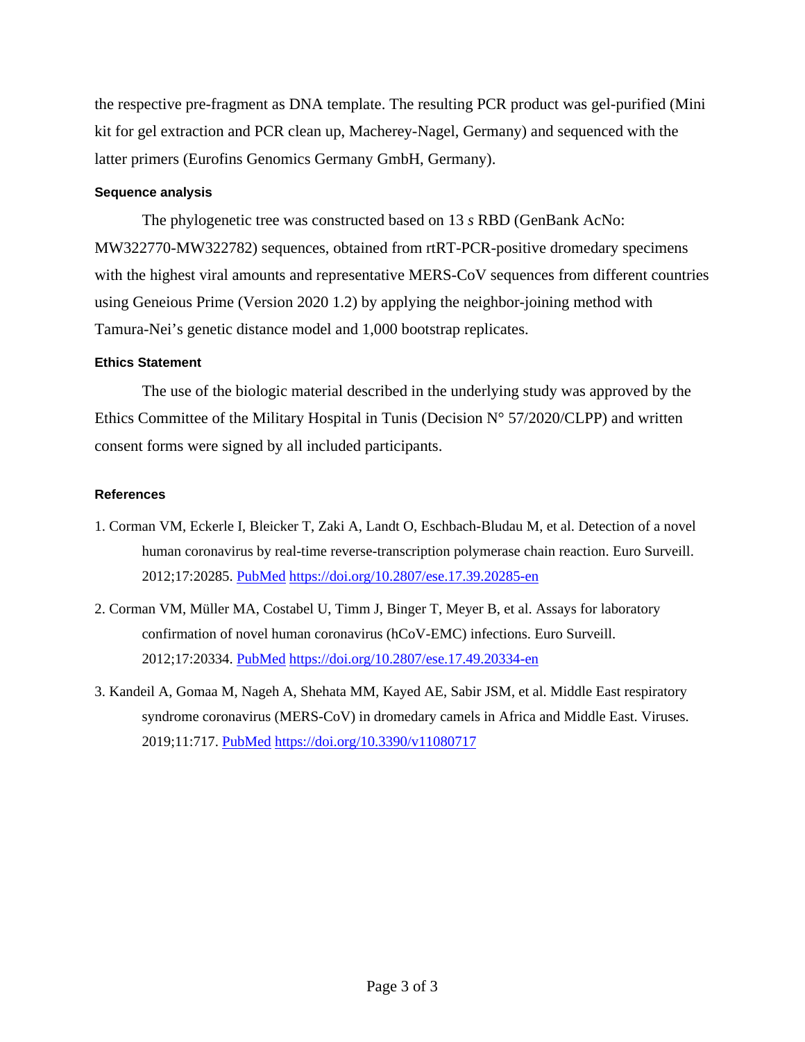the respective pre-fragment as DNA template. The resulting PCR product was gel-purified (Mini kit for gel extraction and PCR clean up, Macherey-Nagel, Germany) and sequenced with the latter primers (Eurofins Genomics Germany GmbH, Germany).

### Sequence analysis

The phylogenetic tree was constructed based on 13 *s* RBD (GenBank AcNo: MW322770-MW322782) sequences, obtained from rtRT-PCR-positive dromedary specimens with the highest viral amounts and representative MERS-CoV sequences from different countries using Geneious Prime (Version 2020 1.2) by applying the neighbor-joining method with Tamura-Nei's genetic distance model and 1,000 bootstrap replicates.

### Ethics Statement

The use of the biologic material described in the underlying study was approved by the Ethics Committee of the Military Hospital in Tunis (Decision N° 57/2020/CLPP) and written consent forms were signed by all included participants.

### References

1. Corman VM, Eckerle I, Bleicker T, Zaki A, Landt O, Eschbach-Bludau M, et al. Detection of a novel human coronavirus by real-time reverse-transcription polymerase chain reaction. Euro Surveill. 2012;17:20285. PubMed https://doi.org/10.2807/ese.17.39.20285-en

2. Corman VM, Müller MA, Costabel U, Timm J, Binger T, Meyer B, et al. Assays for laboratory confirmation of novel human coronavirus (hCoV-EMC) infections. Euro Surveill. 2012;17:20334. PubMed https://doi.org/10.2807/ese.17.49.20334-en

3. Kandeil A, Gomaa M, Nageh A, Shehata MM, Kayed AE, Sabir JSM, et al. Middle East respiratory syndrome coronavirus (MERS-CoV) in dromedary camels in Africa and Middle East. Viruses. 2019;11:717. PubMed https://doi.org/10.3390/v11080717